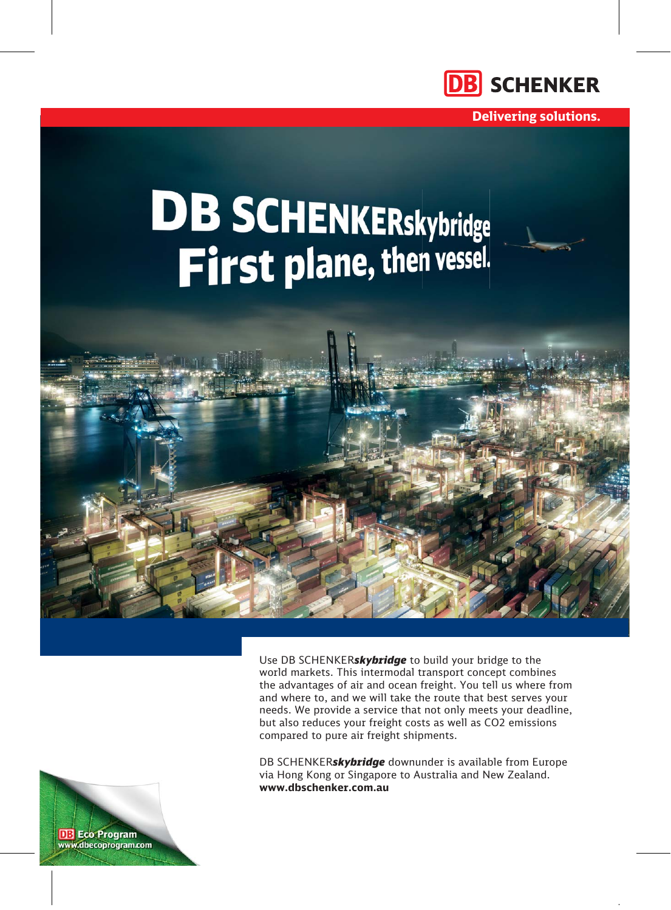# DB SCHENKER

**Delivering solutions.**

# DB SCHENKERskybridge First plane, then vessel.

Use DB SCHENKER***skybridge*** to build your bridge to the world markets. This intermodal transport concept combines the advantages of air and ocean freight. You tell us where from and where to, and we will take the route that best serves your needs. We provide a service that not only meets your deadline, but also reduces your freight costs as well as $CO_2$ emissions compared to pure air freight shipments.

DB SCHENKER***skybridge*** downunder is available from Europe via Hong Kong or Singapore to Australia and New Zealand.
**www.dbschenker.com.au**

DB Eco Program
www.dbecoprogram.com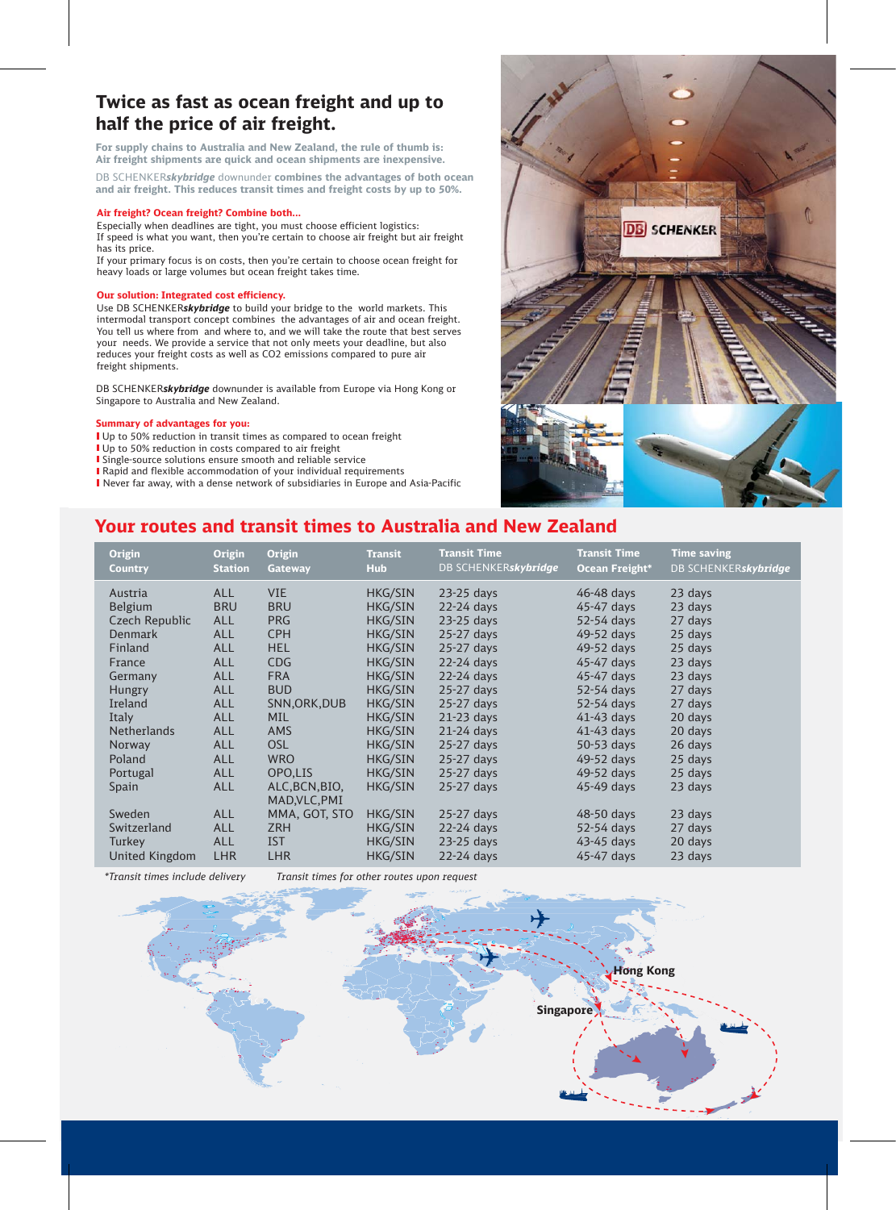## Twice as fast as ocean freight and up to half the price of air freight.

**For supply chains to Australia and New Zealand, the rule of thumb is: Air freight shipments are quick and ocean shipments are inexpensive.**

DB SCHENKER***skybridge*** downunder **combines the advantages of both ocean and air freight. This reduces transit times and freight costs by up to 50%.**

**Air freight? Ocean freight? Combine both...**

Especially when deadlines are tight, you must choose efficient logistics:
If speed is what you want, then you're certain to choose air freight but air freight has its price.
If your primary focus is on costs, then you're certain to choose ocean freight for heavy loads or large volumes but ocean freight takes time.

**Our solution: Integrated cost efficiency.**

Use DB SCHENKER***skybridge*** to build your bridge to the world markets. This intermodal transport concept combines the advantages of air and ocean freight. You tell us where from and where to, and we will take the route that best serves your needs. We provide a service that not only meets your deadline, but also reduces your freight costs as well as CO2 emissions compared to pure air freight shipments.

DB SCHENKER***skybridge*** downunder is available from Europe via Hong Kong or Singapore to Australia and New Zealand.

**Summary of advantages for you:**

- Up to 50% reduction in transit times as compared to ocean freight
- Up to 50% reduction in costs compared to air freight
- Single-source solutions ensure smooth and reliable service
- Rapid and flexible accommodation of your individual requirements
- Never far away, with a dense network of subsidiaries in Europe and Asia-Pacific

## Your routes and transit times to Australia and New Zealand

| Origin Country | Origin Station | Origin Gateway | Transit Hub | Transit Time DB SCHENKER*skybridge* | Transit Time Ocean Freight* | Time saving DB SCHENKER*skybridge* |
|---|---|---|---|---|---|---|
| Austria | ALL | VIE | HKG/SIN | 23-25 days | 46-48 days | 23 days |
| Belgium | BRU | BRU | HKG/SIN | 22-24 days | 45-47 days | 23 days |
| Czech Republic | ALL | PRG | HKG/SIN | 23-25 days | 52-54 days | 27 days |
| Denmark | ALL | CPH | HKG/SIN | 25-27 days | 49-52 days | 25 days |
| Finland | ALL | HEL | HKG/SIN | 25-27 days | 49-52 days | 25 days |
| France | ALL | CDG | HKG/SIN | 22-24 days | 45-47 days | 23 days |
| Germany | ALL | FRA | HKG/SIN | 22-24 days | 45-47 days | 23 days |
| Hungary | ALL | BUD | HKG/SIN | 25-27 days | 52-54 days | 27 days |
| Ireland | ALL | SNN,ORK,DUB | HKG/SIN | 25-27 days | 52-54 days | 27 days |
| Italy | ALL | MIL | HKG/SIN | 21-23 days | 41-43 days | 20 days |
| Netherlands | ALL | AMS | HKG/SIN | 21-24 days | 41-43 days | 20 days |
| Norway | ALL | OSL | HKG/SIN | 25-27 days | 50-53 days | 26 days |
| Poland | ALL | WRO | HKG/SIN | 25-27 days | 49-52 days | 25 days |
| Portugal | ALL | OPO,LIS | HKG/SIN | 25-27 days | 49-52 days | 25 days |
| Spain | ALL | ALC,BCN,BIO, MAD,VLC,PMI | HKG/SIN | 25-27 days | 45-49 days | 23 days |
| Sweden | ALL | MMA, GOT, STO | HKG/SIN | 25-27 days | 48-50 days | 23 days |
| Switzerland | ALL | ZRH | HKG/SIN | 22-24 days | 52-54 days | 27 days |
| Turkey | ALL | IST | HKG/SIN | 23-25 days | 43-45 days | 20 days |
| United Kingdom | LHR | LHR | HKG/SIN | 22-24 days | 45-47 days | 23 days |

*\*Transit times include delivery*　　*Transit times for other routes upon request*

Hong Kong

Singapore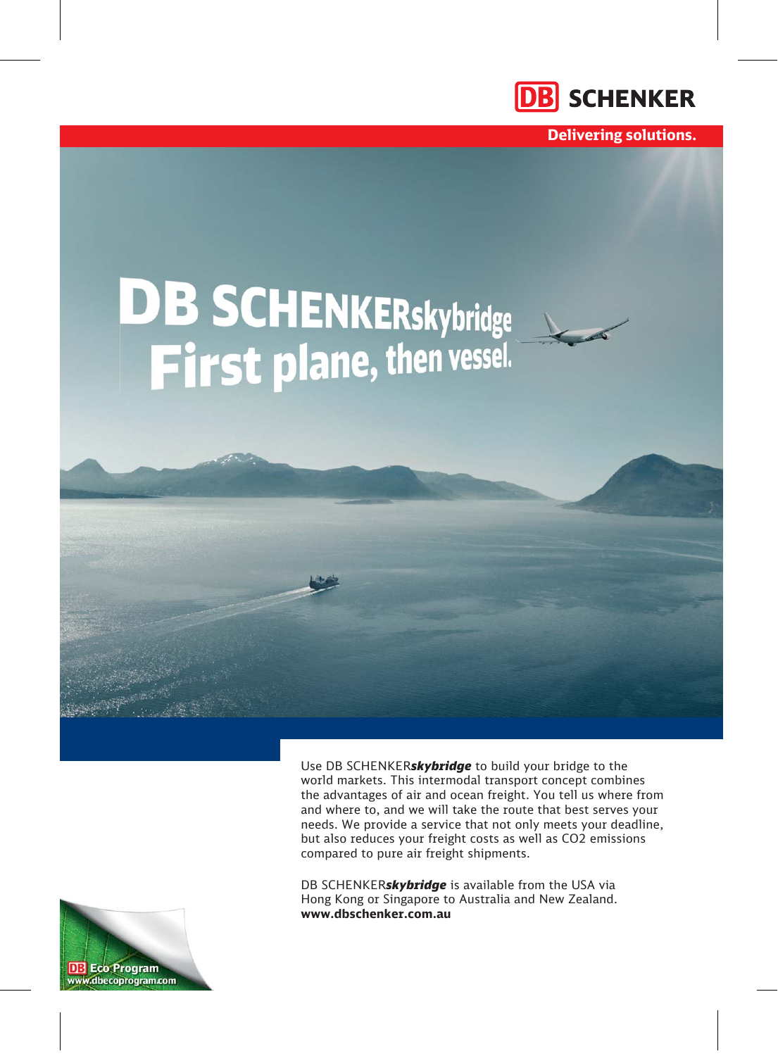DB SCHENKER

**Delivering solutions.**

# DB SCHENKERskybridge First plane, then vessel.

Use DB SCHENKER***skybridge*** to build your bridge to the world markets. This intermodal transport concept combines the advantages of air and ocean freight. You tell us where from and where to, and we will take the route that best serves your needs. We provide a service that not only meets your deadline, but also reduces your freight costs as well as CO2 emissions compared to pure air freight shipments.

DB SCHENKER***skybridge*** is available from the USA via Hong Kong or Singapore to Australia and New Zealand.
**www.dbschenker.com.au**

DB Eco Program
www.dbecoprogram.com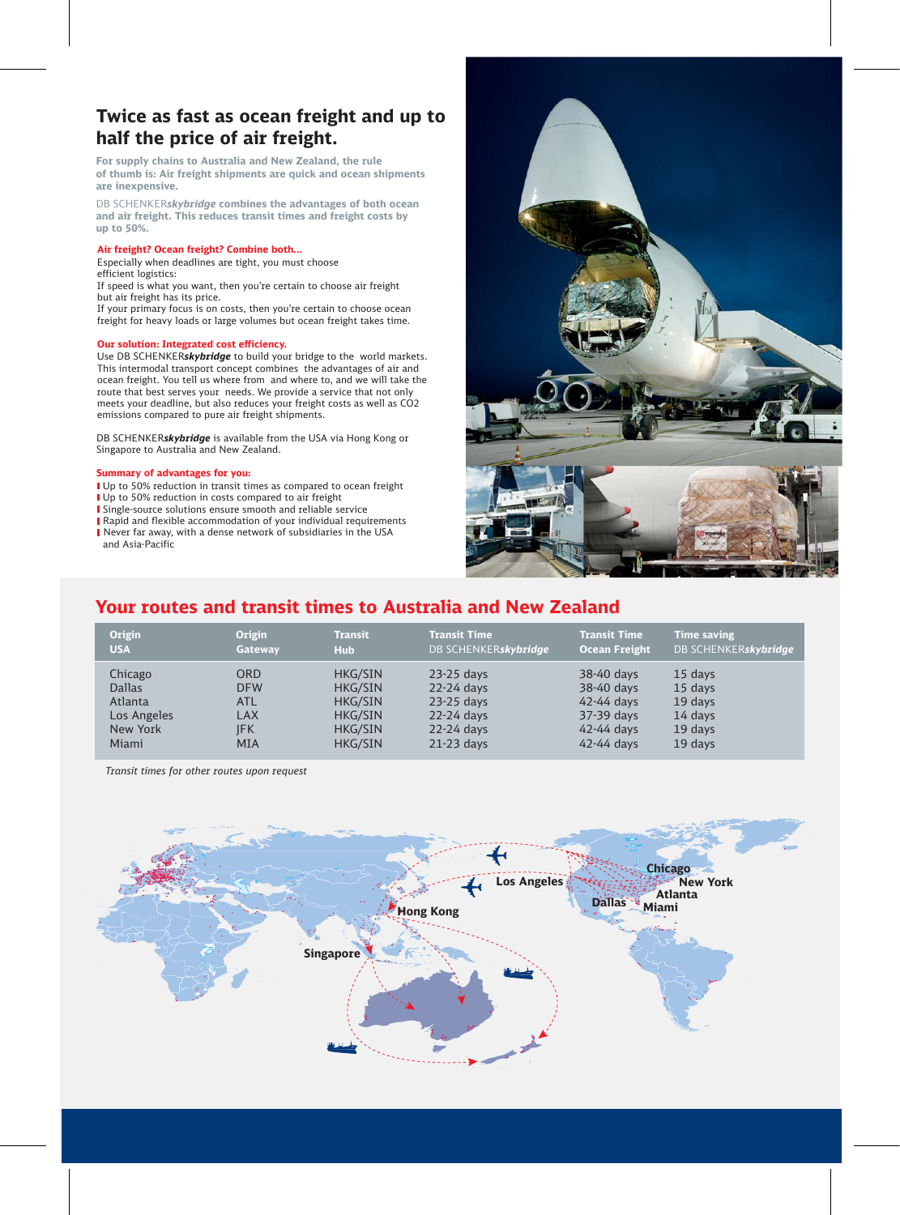# Twice as fast as ocean freight and up to half the price of air freight.

**For supply chains to Australia and New Zealand, the rule of thumb is: Air freight shipments are quick and ocean shipments are inexpensive.**

DB SCHENKER***skybridge*** **combines the advantages of both ocean and air freight. This reduces transit times and freight costs by up to 50%.**

**Air freight? Ocean freight? Combine both...**

Especially when deadlines are tight, you must choose efficient logistics:
If speed is what you want, then you're certain to choose air freight but air freight has its price.
If your primary focus is on costs, then you're certain to choose ocean freight for heavy loads or large volumes but ocean freight takes time.

**Our solution: Integrated cost efficiency.**

Use DB SCHENKER***skybridge*** to build your bridge to the world markets. This intermodal transport concept combines the advantages of air and ocean freight. You tell us where from and where to, and we will take the route that best serves your needs. We provide a service that not only meets your deadline, but also reduces your freight costs as well as $CO_2$ emissions compared to pure air freight shipments.

DB SCHENKER***skybridge*** is available from the USA via Hong Kong or Singapore to Australia and New Zealand.

**Summary of advantages for you:**

- Up to 50% reduction in transit times as compared to ocean freight
- Up to 50% reduction in costs compared to air freight
- Single-source solutions ensure smooth and reliable service
- Rapid and flexible accommodation of your individual requirements
- Never far away, with a dense network of subsidiaries in the USA and Asia-Pacific

## Your routes and transit times to Australia and New Zealand

| Origin USA | Origin Gateway | Transit Hub | Transit Time DB SCHENKER*skybridge* | Transit Time Ocean Freight | Time saving DB SCHENKER*skybridge* |
|---|---|---|---|---|---|
| Chicago | ORD | HKG/SIN | 23-25 days | 38-40 days | 15 days |
| Dallas | DFW | HKG/SIN | 22-24 days | 38-40 days | 15 days |
| Atlanta | ATL | HKG/SIN | 23-25 days | 42-44 days | 19 days |
| Los Angeles | LAX | HKG/SIN | 22-24 days | 37-39 days | 14 days |
| New York | JFK | HKG/SIN | 22-24 days | 42-44 days | 19 days |
| Miami | MIA | HKG/SIN | 21-23 days | 42-44 days | 19 days |

*Transit times for other routes upon request*

Chicago
New York
Atlanta
Miami
Dallas
Los Angeles
Hong Kong
Singapore